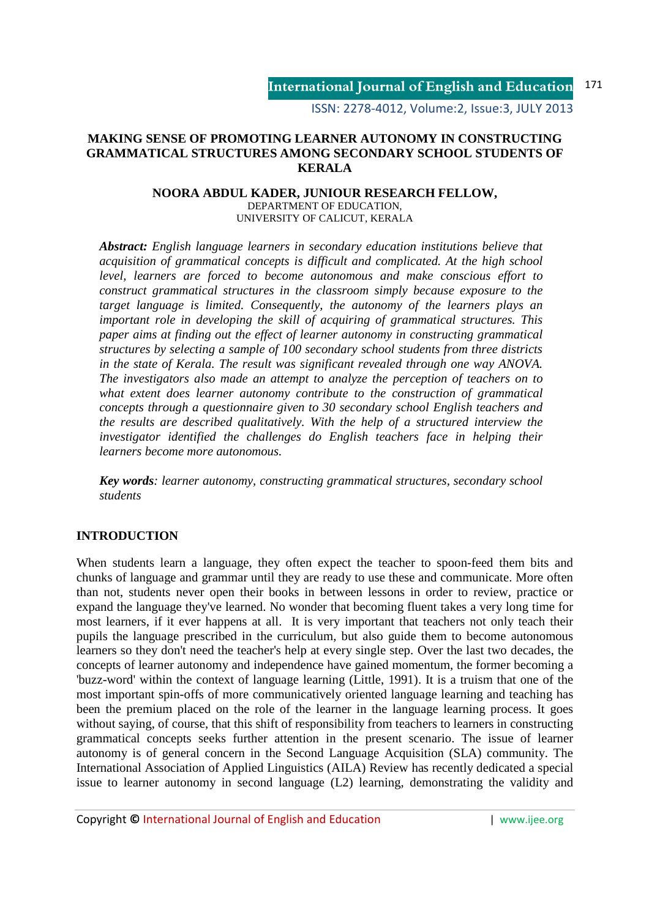# MAKING SENSE OF PROMOTING LEARNER AUTONOMY IN CONSTRUCTING GRAMMATICAL STRUCTURES AMONG SECONDARY SCHOOL STUDENTS OF KERALA

**NOORA ABDUL KADER, JUNIOUR RESEARCH FELLOW,**
DEPARTMENT OF EDUCATION,
UNIVERSITY OF CALICUT, KERALA

***Abstract:*** *English language learners in secondary education institutions believe that acquisition of grammatical concepts is difficult and complicated. At the high school level, learners are forced to become autonomous and make conscious effort to construct grammatical structures in the classroom simply because exposure to the target language is limited. Consequently, the autonomy of the learners plays an important role in developing the skill of acquiring of grammatical structures. This paper aims at finding out the effect of learner autonomy in constructing grammatical structures by selecting a sample of 100 secondary school students from three districts in the state of Kerala. The result was significant revealed through one way ANOVA. The investigators also made an attempt to analyze the perception of teachers on to what extent does learner autonomy contribute to the construction of grammatical concepts through a questionnaire given to 30 secondary school English teachers and the results are described qualitatively. With the help of a structured interview the investigator identified the challenges do English teachers face in helping their learners become more autonomous.*

***Key words****: learner autonomy, constructing grammatical structures, secondary school students*

## INTRODUCTION

When students learn a language, they often expect the teacher to spoon-feed them bits and chunks of language and grammar until they are ready to use these and communicate. More often than not, students never open their books in between lessons in order to review, practice or expand the language they've learned. No wonder that becoming fluent takes a very long time for most learners, if it ever happens at all. It is very important that teachers not only teach their pupils the language prescribed in the curriculum, but also guide them to become autonomous learners so they don't need the teacher's help at every single step. Over the last two decades, the concepts of learner autonomy and independence have gained momentum, the former becoming a 'buzz-word' within the context of language learning (Little, 1991). It is a truism that one of the most important spin-offs of more communicatively oriented language learning and teaching has been the premium placed on the role of the learner in the language learning process. It goes without saying, of course, that this shift of responsibility from teachers to learners in constructing grammatical concepts seeks further attention in the present scenario. The issue of learner autonomy is of general concern in the Second Language Acquisition (SLA) community. The International Association of Applied Linguistics (AILA) Review has recently dedicated a special issue to learner autonomy in second language (L2) learning, demonstrating the validity and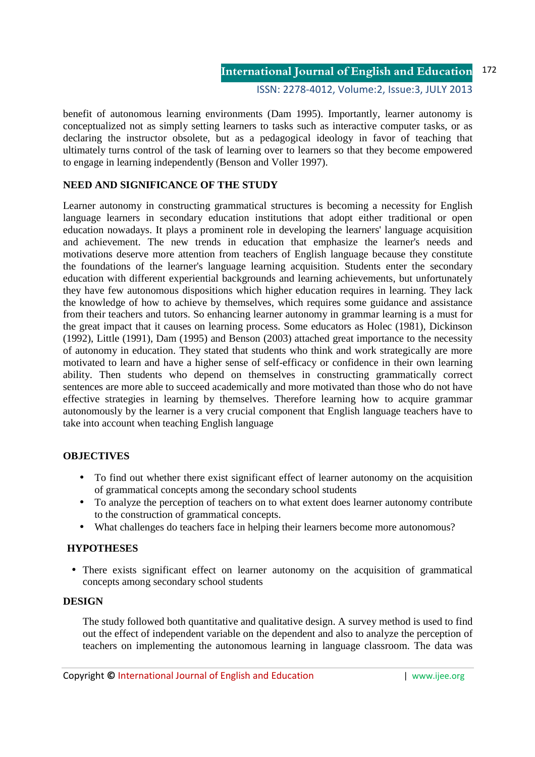benefit of autonomous learning environments (Dam 1995). Importantly, learner autonomy is conceptualized not as simply setting learners to tasks such as interactive computer tasks, or as declaring the instructor obsolete, but as a pedagogical ideology in favor of teaching that ultimately turns control of the task of learning over to learners so that they become empowered to engage in learning independently (Benson and Voller 1997).

## NEED AND SIGNIFICANCE OF THE STUDY

Learner autonomy in constructing grammatical structures is becoming a necessity for English language learners in secondary education institutions that adopt either traditional or open education nowadays. It plays a prominent role in developing the learners' language acquisition and achievement. The new trends in education that emphasize the learner's needs and motivations deserve more attention from teachers of English language because they constitute the foundations of the learner's language learning acquisition. Students enter the secondary education with different experiential backgrounds and learning achievements, but unfortunately they have few autonomous dispositions which higher education requires in learning. They lack the knowledge of how to achieve by themselves, which requires some guidance and assistance from their teachers and tutors. So enhancing learner autonomy in grammar learning is a must for the great impact that it causes on learning process. Some educators as Holec (1981), Dickinson (1992), Little (1991), Dam (1995) and Benson (2003) attached great importance to the necessity of autonomy in education. They stated that students who think and work strategically are more motivated to learn and have a higher sense of self-efficacy or confidence in their own learning ability. Then students who depend on themselves in constructing grammatically correct sentences are more able to succeed academically and more motivated than those who do not have effective strategies in learning by themselves. Therefore learning how to acquire grammar autonomously by the learner is a very crucial component that English language teachers have to take into account when teaching English language

## OBJECTIVES

- To find out whether there exist significant effect of learner autonomy on the acquisition of grammatical concepts among the secondary school students
- To analyze the perception of teachers on to what extent does learner autonomy contribute to the construction of grammatical concepts.
- What challenges do teachers face in helping their learners become more autonomous?

## HYPOTHESES

- There exists significant effect on learner autonomy on the acquisition of grammatical concepts among secondary school students

## DESIGN

The study followed both quantitative and qualitative design. A survey method is used to find out the effect of independent variable on the dependent and also to analyze the perception of teachers on implementing the autonomous learning in language classroom. The data was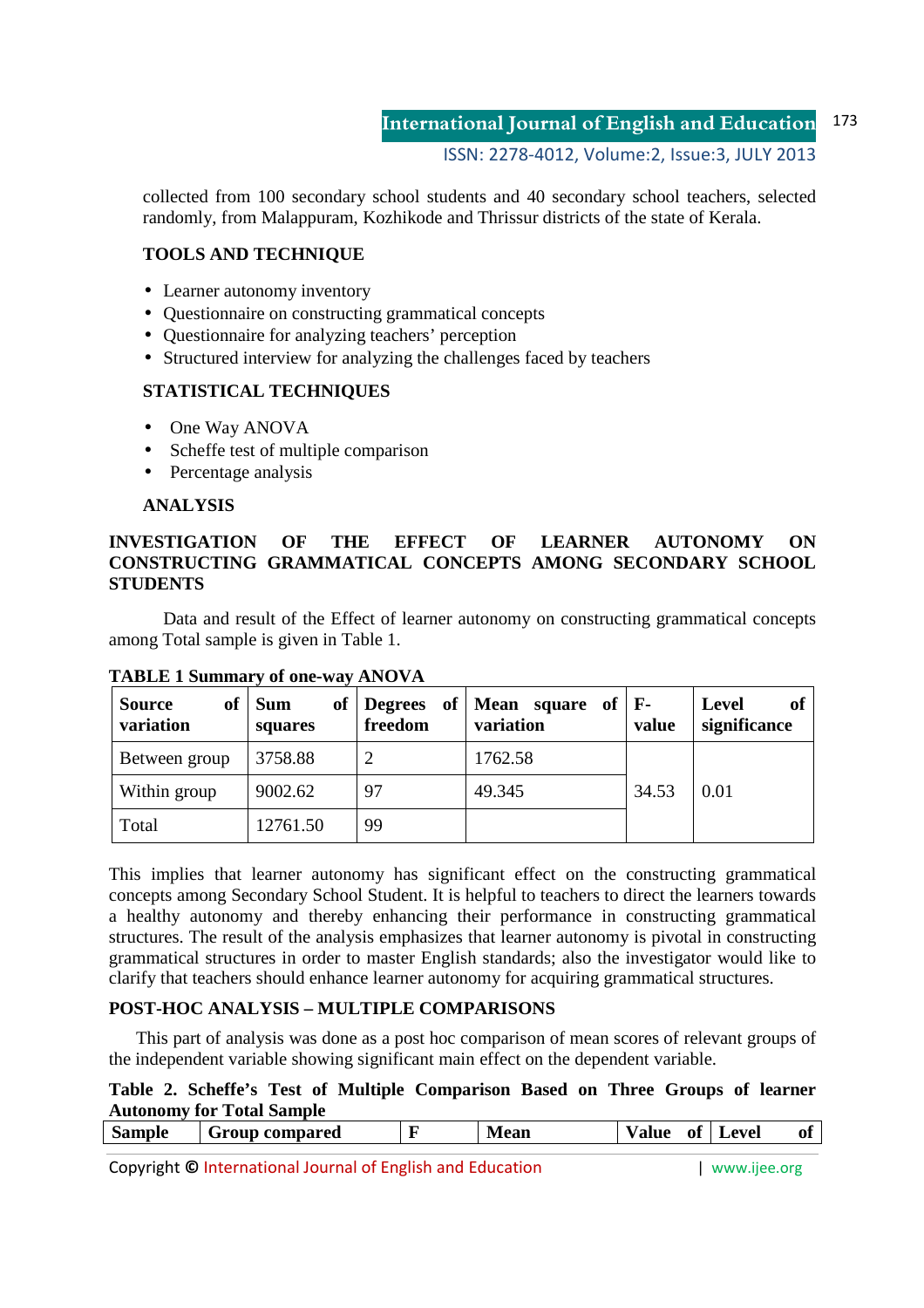collected from 100 secondary school students and 40 secondary school teachers, selected randomly, from Malappuram, Kozhikode and Thrissur districts of the state of Kerala.

## TOOLS AND TECHNIQUE

- Learner autonomy inventory
- Questionnaire on constructing grammatical concepts
- Questionnaire for analyzing teachers' perception
- Structured interview for analyzing the challenges faced by teachers

## STATISTICAL TECHNIQUES

- One Way ANOVA
- Scheffe test of multiple comparison
- Percentage analysis

## ANALYSIS

### INVESTIGATION OF THE EFFECT OF LEARNER AUTONOMY ON CONSTRUCTING GRAMMATICAL CONCEPTS AMONG SECONDARY SCHOOL STUDENTS

Data and result of the Effect of learner autonomy on constructing grammatical concepts among Total sample is given in Table 1.

**TABLE 1 Summary of one-way ANOVA**

| Source of variation | Sum of squares | Degrees of freedom | Mean square of variation | F-value | Level of significance |
|---|---|---|---|---|---|
| Between group | 3758.88 | 2 | 1762.58 | 34.53 | 0.01 |
| Within group | 9002.62 | 97 | 49.345 | | |
| Total | 12761.50 | 99 | | | |

This implies that learner autonomy has significant effect on the constructing grammatical concepts among Secondary School Student. It is helpful to teachers to direct the learners towards a healthy autonomy and thereby enhancing their performance in constructing grammatical structures. The result of the analysis emphasizes that learner autonomy is pivotal in constructing grammatical structures in order to master English standards; also the investigator would like to clarify that teachers should enhance learner autonomy for acquiring grammatical structures.

### POST-HOC ANALYSIS – MULTIPLE COMPARISONS

This part of analysis was done as a post hoc comparison of mean scores of relevant groups of the independent variable showing significant main effect on the dependent variable.

**Table 2. Scheffe's Test of Multiple Comparison Based on Three Groups of learner Autonomy for Total Sample**

| Sample | Group compared | F | Mean | Value of | Level of |
|---|---|---|---|---|---|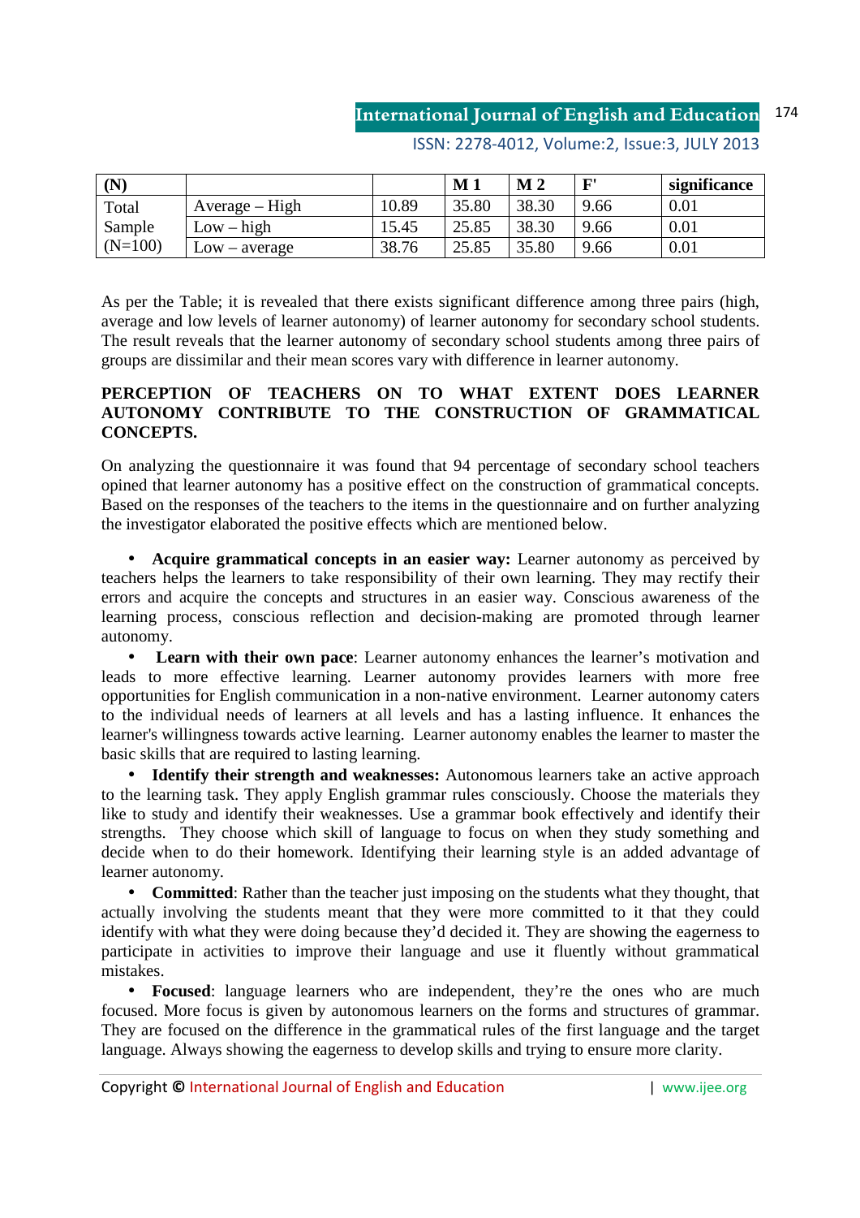| (N) | | | M 1 | M 2 | F' | significance |
|---|---|---|---|---|---|---|
| Total Sample (N=100) | Average – High | 10.89 | 35.80 | 38.30 | 9.66 | 0.01 |
| | Low – high | 15.45 | 25.85 | 38.30 | 9.66 | 0.01 |
| | Low – average | 38.76 | 25.85 | 35.80 | 9.66 | 0.01 |

As per the Table; it is revealed that there exists significant difference among three pairs (high, average and low levels of learner autonomy) of learner autonomy for secondary school students. The result reveals that the learner autonomy of secondary school students among three pairs of groups are dissimilar and their mean scores vary with difference in learner autonomy.

**PERCEPTION OF TEACHERS ON TO WHAT EXTENT DOES LEARNER AUTONOMY CONTRIBUTE TO THE CONSTRUCTION OF GRAMMATICAL CONCEPTS.**

On analyzing the questionnaire it was found that 94 percentage of secondary school teachers opined that learner autonomy has a positive effect on the construction of grammatical concepts. Based on the responses of the teachers to the items in the questionnaire and on further analyzing the investigator elaborated the positive effects which are mentioned below.

- **Acquire grammatical concepts in an easier way:** Learner autonomy as perceived by teachers helps the learners to take responsibility of their own learning. They may rectify their errors and acquire the concepts and structures in an easier way. Conscious awareness of the learning process, conscious reflection and decision-making are promoted through learner autonomy.
- **Learn with their own pace**: Learner autonomy enhances the learner's motivation and leads to more effective learning. Learner autonomy provides learners with more free opportunities for English communication in a non-native environment. Learner autonomy caters to the individual needs of learners at all levels and has a lasting influence. It enhances the learner's willingness towards active learning. Learner autonomy enables the learner to master the basic skills that are required to lasting learning.
- **Identify their strength and weaknesses:** Autonomous learners take an active approach to the learning task. They apply English grammar rules consciously. Choose the materials they like to study and identify their weaknesses. Use a grammar book effectively and identify their strengths. They choose which skill of language to focus on when they study something and decide when to do their homework. Identifying their learning style is an added advantage of learner autonomy.
- **Committed**: Rather than the teacher just imposing on the students what they thought, that actually involving the students meant that they were more committed to it that they could identify with what they were doing because they'd decided it. They are showing the eagerness to participate in activities to improve their language and use it fluently without grammatical mistakes.
- **Focused**: language learners who are independent, they're the ones who are much focused. More focus is given by autonomous learners on the forms and structures of grammar. They are focused on the difference in the grammatical rules of the first language and the target language. Always showing the eagerness to develop skills and trying to ensure more clarity.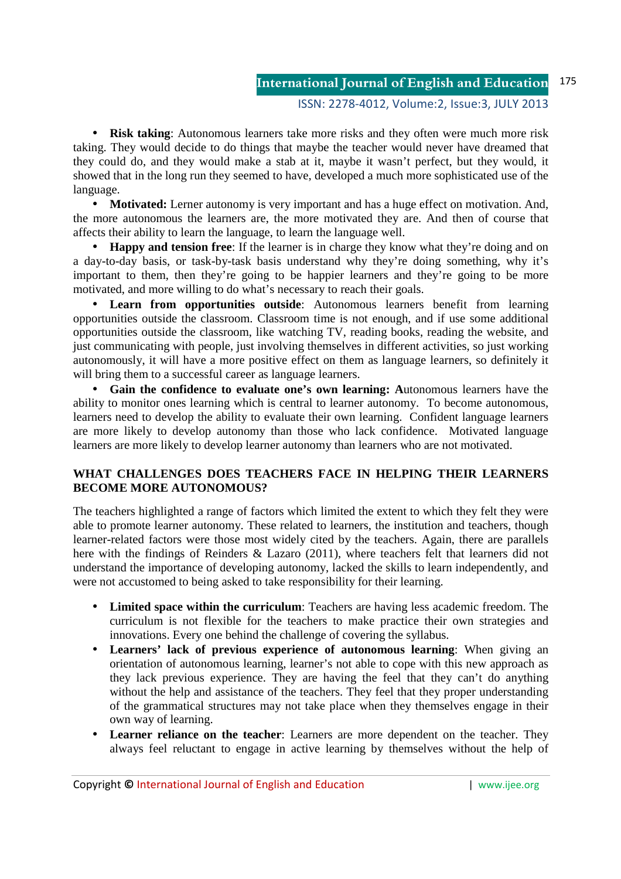- **Risk taking**: Autonomous learners take more risks and they often were much more risk taking. They would decide to do things that maybe the teacher would never have dreamed that they could do, and they would make a stab at it, maybe it wasn't perfect, but they would, it showed that in the long run they seemed to have, developed a much more sophisticated use of the language.
- **Motivated:** Lerner autonomy is very important and has a huge effect on motivation. And, the more autonomous the learners are, the more motivated they are. And then of course that affects their ability to learn the language, to learn the language well.
- **Happy and tension free**: If the learner is in charge they know what they're doing and on a day-to-day basis, or task-by-task basis understand why they're doing something, why it's important to them, then they're going to be happier learners and they're going to be more motivated, and more willing to do what's necessary to reach their goals.
- **Learn from opportunities outside**: Autonomous learners benefit from learning opportunities outside the classroom. Classroom time is not enough, and if use some additional opportunities outside the classroom, like watching TV, reading books, reading the website, and just communicating with people, just involving themselves in different activities, so just working autonomously, it will have a more positive effect on them as language learners, so definitely it will bring them to a successful career as language learners.
- **Gain the confidence to evaluate one's own learning: A**utonomous learners have the ability to monitor ones learning which is central to learner autonomy. To become autonomous, learners need to develop the ability to evaluate their own learning. Confident language learners are more likely to develop autonomy than those who lack confidence. Motivated language learners are more likely to develop learner autonomy than learners who are not motivated.

## WHAT CHALLENGES DOES TEACHERS FACE IN HELPING THEIR LEARNERS BECOME MORE AUTONOMOUS?

The teachers highlighted a range of factors which limited the extent to which they felt they were able to promote learner autonomy. These related to learners, the institution and teachers, though learner-related factors were those most widely cited by the teachers. Again, there are parallels here with the findings of Reinders & Lazaro (2011), where teachers felt that learners did not understand the importance of developing autonomy, lacked the skills to learn independently, and were not accustomed to being asked to take responsibility for their learning.

- **Limited space within the curriculum**: Teachers are having less academic freedom. The curriculum is not flexible for the teachers to make practice their own strategies and innovations. Every one behind the challenge of covering the syllabus.
- **Learners' lack of previous experience of autonomous learning**: When giving an orientation of autonomous learning, learner's not able to cope with this new approach as they lack previous experience. They are having the feel that they can't do anything without the help and assistance of the teachers. They feel that they proper understanding of the grammatical structures may not take place when they themselves engage in their own way of learning.
- **Learner reliance on the teacher**: Learners are more dependent on the teacher. They always feel reluctant to engage in active learning by themselves without the help of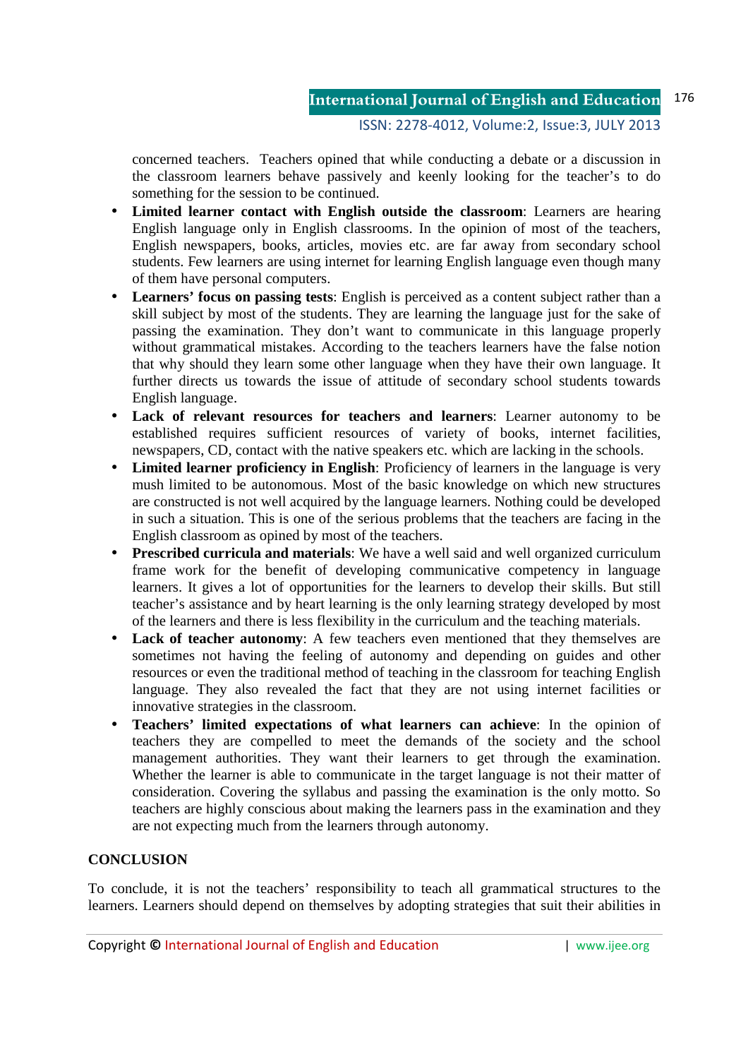concerned teachers. Teachers opined that while conducting a debate or a discussion in the classroom learners behave passively and keenly looking for the teacher's to do something for the session to be continued.

- **Limited learner contact with English outside the classroom**: Learners are hearing English language only in English classrooms. In the opinion of most of the teachers, English newspapers, books, articles, movies etc. are far away from secondary school students. Few learners are using internet for learning English language even though many of them have personal computers.
- **Learners' focus on passing tests**: English is perceived as a content subject rather than a skill subject by most of the students. They are learning the language just for the sake of passing the examination. They don't want to communicate in this language properly without grammatical mistakes. According to the teachers learners have the false notion that why should they learn some other language when they have their own language. It further directs us towards the issue of attitude of secondary school students towards English language.
- **Lack of relevant resources for teachers and learners**: Learner autonomy to be established requires sufficient resources of variety of books, internet facilities, newspapers, CD, contact with the native speakers etc. which are lacking in the schools.
- **Limited learner proficiency in English**: Proficiency of learners in the language is very mush limited to be autonomous. Most of the basic knowledge on which new structures are constructed is not well acquired by the language learners. Nothing could be developed in such a situation. This is one of the serious problems that the teachers are facing in the English classroom as opined by most of the teachers.
- **Prescribed curricula and materials**: We have a well said and well organized curriculum frame work for the benefit of developing communicative competency in language learners. It gives a lot of opportunities for the learners to develop their skills. But still teacher's assistance and by heart learning is the only learning strategy developed by most of the learners and there is less flexibility in the curriculum and the teaching materials.
- **Lack of teacher autonomy**: A few teachers even mentioned that they themselves are sometimes not having the feeling of autonomy and depending on guides and other resources or even the traditional method of teaching in the classroom for teaching English language. They also revealed the fact that they are not using internet facilities or innovative strategies in the classroom.
- **Teachers' limited expectations of what learners can achieve**: In the opinion of teachers they are compelled to meet the demands of the society and the school management authorities. They want their learners to get through the examination. Whether the learner is able to communicate in the target language is not their matter of consideration. Covering the syllabus and passing the examination is the only motto. So teachers are highly conscious about making the learners pass in the examination and they are not expecting much from the learners through autonomy.

## CONCLUSION

To conclude, it is not the teachers' responsibility to teach all grammatical structures to the learners. Learners should depend on themselves by adopting strategies that suit their abilities in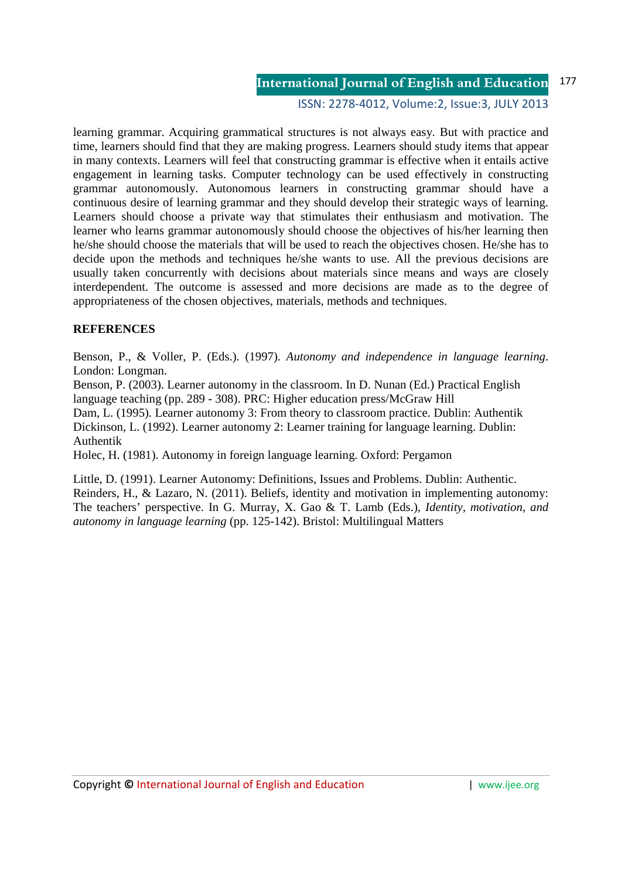learning grammar. Acquiring grammatical structures is not always easy. But with practice and time, learners should find that they are making progress. Learners should study items that appear in many contexts. Learners will feel that constructing grammar is effective when it entails active engagement in learning tasks. Computer technology can be used effectively in constructing grammar autonomously. Autonomous learners in constructing grammar should have a continuous desire of learning grammar and they should develop their strategic ways of learning. Learners should choose a private way that stimulates their enthusiasm and motivation. The learner who learns grammar autonomously should choose the objectives of his/her learning then he/she should choose the materials that will be used to reach the objectives chosen. He/she has to decide upon the methods and techniques he/she wants to use. All the previous decisions are usually taken concurrently with decisions about materials since means and ways are closely interdependent. The outcome is assessed and more decisions are made as to the degree of appropriateness of the chosen objectives, materials, methods and techniques.

## REFERENCES

Benson, P., & Voller, P. (Eds.). (1997). *Autonomy and independence in language learning*. London: Longman.

Benson, P. (2003). Learner autonomy in the classroom. In D. Nunan (Ed.) Practical English language teaching (pp. 289 - 308). PRC: Higher education press/McGraw Hill

Dam, L. (1995). Learner autonomy 3: From theory to classroom practice. Dublin: Authentik

Dickinson, L. (1992). Learner autonomy 2: Learner training for language learning. Dublin: Authentik

Holec, H. (1981). Autonomy in foreign language learning. Oxford: Pergamon

Little, D. (1991). Learner Autonomy: Definitions, Issues and Problems. Dublin: Authentic.

Reinders, H., & Lazaro, N. (2011). Beliefs, identity and motivation in implementing autonomy: The teachers' perspective. In G. Murray, X. Gao & T. Lamb (Eds.), *Identity, motivation, and autonomy in language learning* (pp. 125-142). Bristol: Multilingual Matters